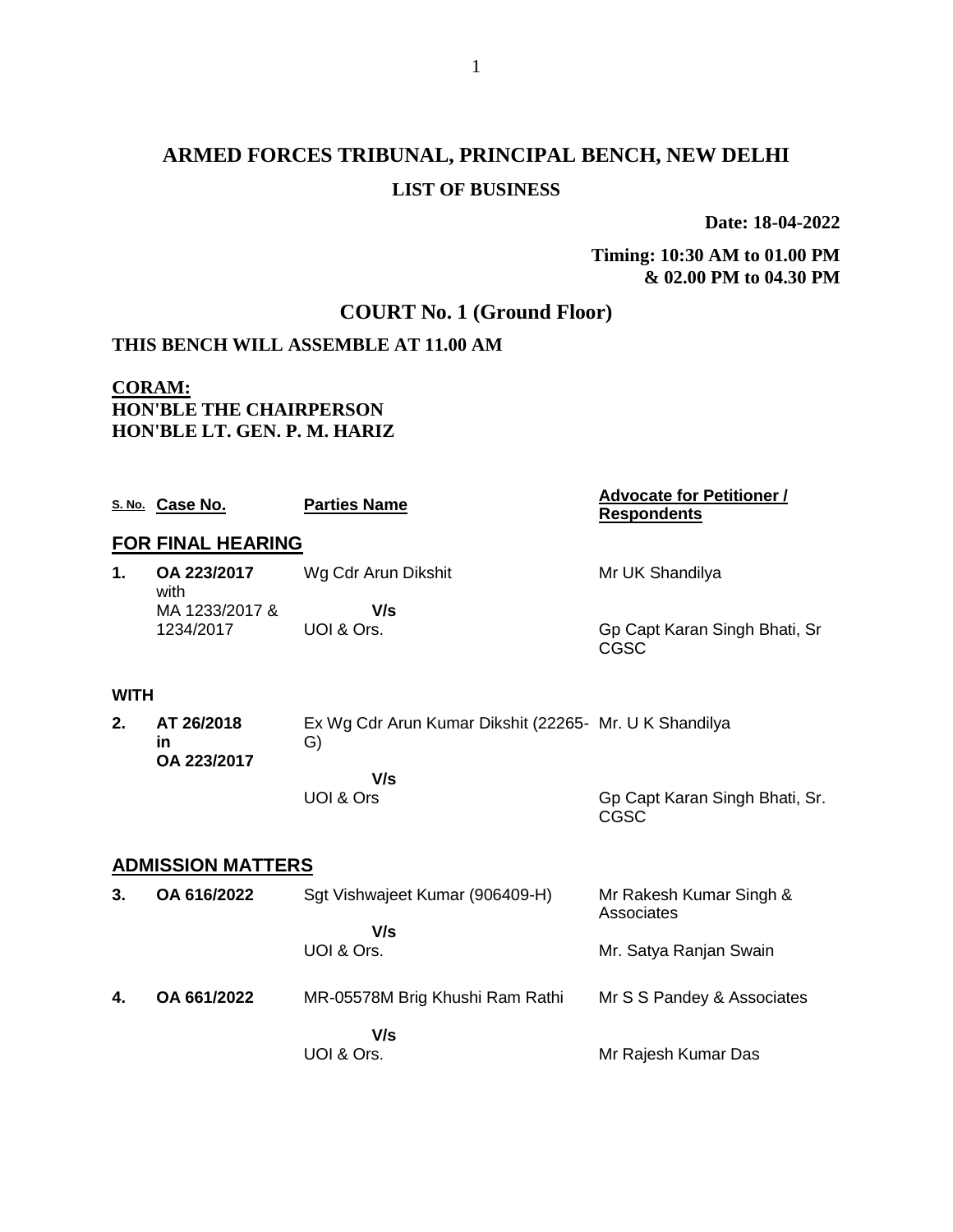# ARMED FORCES TRIBUNAL, PRINCIPAL BENCH, NEW DELHI

## LIST OF BUSINESS

**Date: 18-04-2022**

**Timing: 10:30 AM to 01.00 PM & 02.00 PM to 04.30 PM**

## COURT No. 1 (Ground Floor)

**THIS BENCH WILL ASSEMBLE AT 11.00 AM**

**CORAM:**
**HON'BLE THE CHAIRPERSON**
**HON'BLE LT. GEN. P. M. HARIZ**

| S. No. | Case No. | Parties Name | Advocate for Petitioner / Respondents |
|---|---|---|---|
| **FOR FINAL HEARING** | | | |
| **1.** | **OA 223/2017** with MA 1233/2017 & 1234/2017 | Wg Cdr Arun Dikshit **V/s** UOI & Ors. | Mr UK Shandilya / Gp Capt Karan Singh Bhati, Sr CGSC |
| **WITH** | | | |
| **2.** | **AT 26/2018 in OA 223/2017** | Ex Wg Cdr Arun Kumar Dikshit (22265-G) **V/s** UOI & Ors | Mr. U K Shandilya / Gp Capt Karan Singh Bhati, Sr. CGSC |
| **ADMISSION MATTERS** | | | |
| **3.** | **OA 616/2022** | Sgt Vishwajeet Kumar (906409-H) **V/s** UOI & Ors. | Mr Rakesh Kumar Singh & Associates / Mr. Satya Ranjan Swain |
| **4.** | **OA 661/2022** | MR-05578M Brig Khushi Ram Rathi **V/s** UOI & Ors. | Mr S S Pandey & Associates / Mr Rajesh Kumar Das |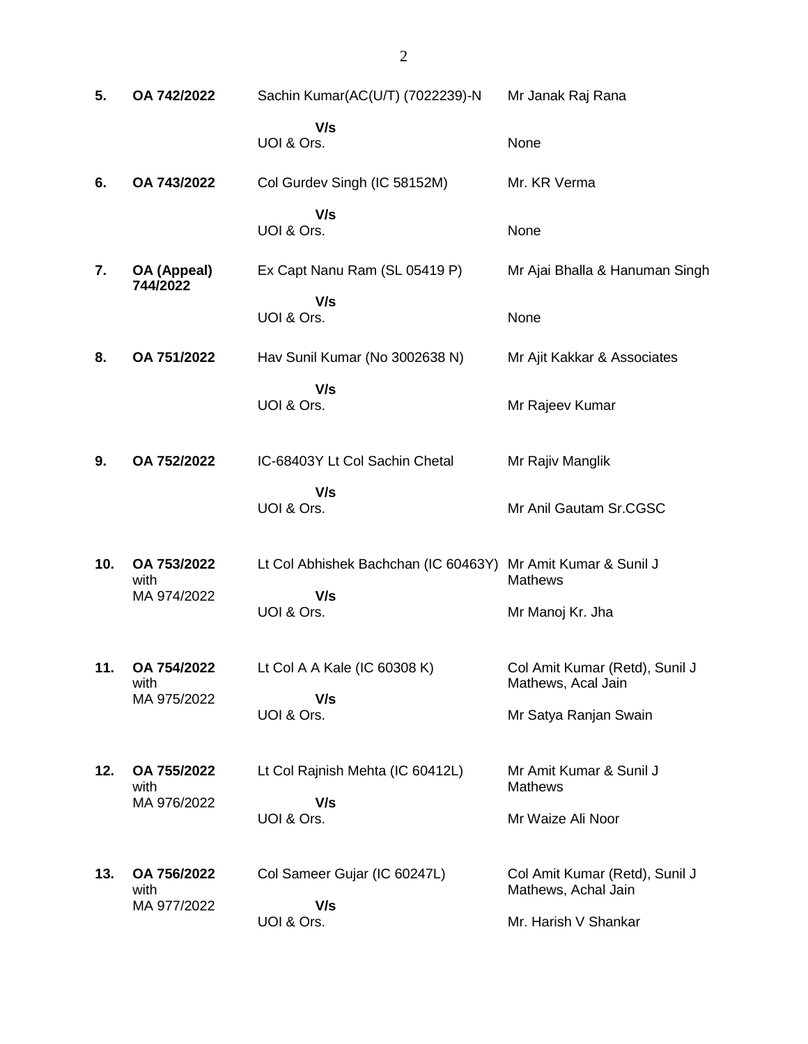| | | | |
|---|---|---|---|
| **5.** | **OA 742/2022** | Sachin Kumar(AC(U/T) (7022239)-N<br>**V/s**<br>UOI & Ors. | Mr Janak Raj Rana<br><br>None |
| **6.** | **OA 743/2022** | Col Gurdev Singh (IC 58152M)<br>**V/s**<br>UOI & Ors. | Mr. KR Verma<br><br>None |
| **7.** | **OA (Appeal) 744/2022** | Ex Capt Nanu Ram (SL 05419 P)<br>**V/s**<br>UOI & Ors. | Mr Ajai Bhalla & Hanuman Singh<br><br>None |
| **8.** | **OA 751/2022** | Hav Sunil Kumar (No 3002638 N)<br>**V/s**<br>UOI & Ors. | Mr Ajit Kakkar & Associates<br><br>Mr Rajeev Kumar |
| **9.** | **OA 752/2022** | IC-68403Y Lt Col Sachin Chetal<br>**V/s**<br>UOI & Ors. | Mr Rajiv Manglik<br><br>Mr Anil Gautam Sr.CGSC |
| **10.** | **OA 753/2022** with MA 974/2022 | Lt Col Abhishek Bachchan (IC 60463Y)<br>**V/s**<br>UOI & Ors. | Mr Amit Kumar & Sunil J Mathews<br><br>Mr Manoj Kr. Jha |
| **11.** | **OA 754/2022** with MA 975/2022 | Lt Col A A Kale (IC 60308 K)<br>**V/s**<br>UOI & Ors. | Col Amit Kumar (Retd), Sunil J Mathews, Acal Jain<br><br>Mr Satya Ranjan Swain |
| **12.** | **OA 755/2022** with MA 976/2022 | Lt Col Rajnish Mehta (IC 60412L)<br>**V/s**<br>UOI & Ors. | Mr Amit Kumar & Sunil J Mathews<br><br>Mr Waize Ali Noor |
| **13.** | **OA 756/2022** with MA 977/2022 | Col Sameer Gujar (IC 60247L)<br>**V/s**<br>UOI & Ors. | Col Amit Kumar (Retd), Sunil J Mathews, Achal Jain<br><br>Mr. Harish V Shankar |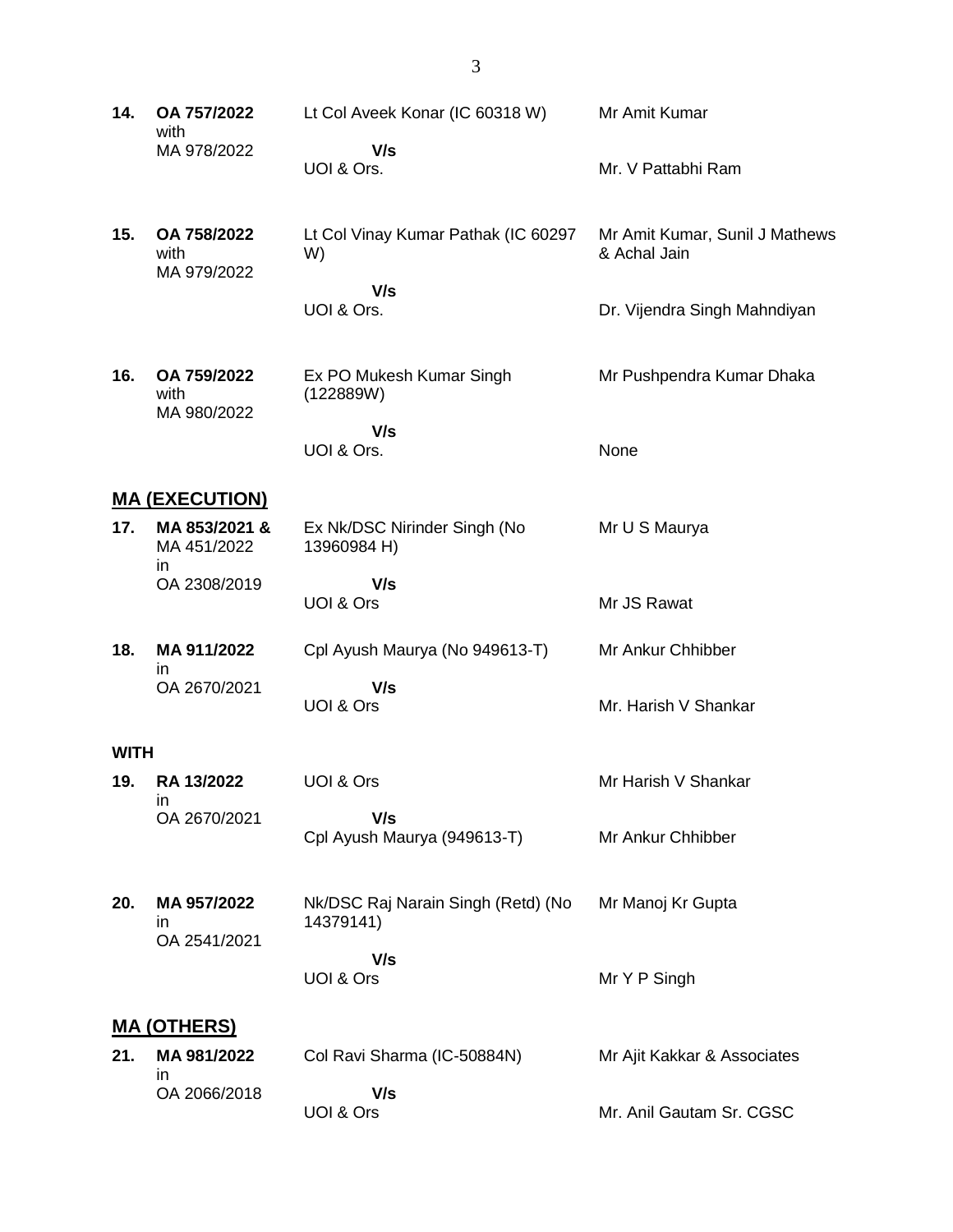| | | | |
|---|---|---|---|
| **14.** | **OA 757/2022** with MA 978/2022 | Lt Col Aveek Konar (IC 60318 W) **V/s** UOI & Ors. | Mr Amit Kumar<br><br>Mr. V Pattabhi Ram |
| **15.** | **OA 758/2022** with MA 979/2022 | Lt Col Vinay Kumar Pathak (IC 60297 W) **V/s** UOI & Ors. | Mr Amit Kumar, Sunil J Mathews & Achal Jain<br><br>Dr. Vijendra Singh Mahndiyan |
| **16.** | **OA 759/2022** with MA 980/2022 | Ex PO Mukesh Kumar Singh (122889W) **V/s** UOI & Ors. | Mr Pushpendra Kumar Dhaka<br><br>None |

## MA (EXECUTION)

| | | | |
|---|---|---|---|
| **17.** | **MA 853/2021 &** MA 451/2022 in OA 2308/2019 | Ex Nk/DSC Nirinder Singh (No 13960984 H) **V/s** UOI & Ors | Mr U S Maurya<br><br>Mr JS Rawat |
| **18.** | **MA 911/2022** in OA 2670/2021 | Cpl Ayush Maurya (No 949613-T) **V/s** UOI & Ors | Mr Ankur Chhibber<br><br>Mr. Harish V Shankar |

**WITH**

| | | | |
|---|---|---|---|
| **19.** | **RA 13/2022** in OA 2670/2021 | UOI & Ors **V/s** Cpl Ayush Maurya (949613-T) | Mr Harish V Shankar<br><br>Mr Ankur Chhibber |
| **20.** | **MA 957/2022** in OA 2541/2021 | Nk/DSC Raj Narain Singh (Retd) (No 14379141) **V/s** UOI & Ors | Mr Manoj Kr Gupta<br><br>Mr Y P Singh |

## MA (OTHERS)

| | | | |
|---|---|---|---|
| **21.** | **MA 981/2022** in OA 2066/2018 | Col Ravi Sharma (IC-50884N) **V/s** UOI & Ors | Mr Ajit Kakkar & Associates<br><br>Mr. Anil Gautam Sr. CGSC |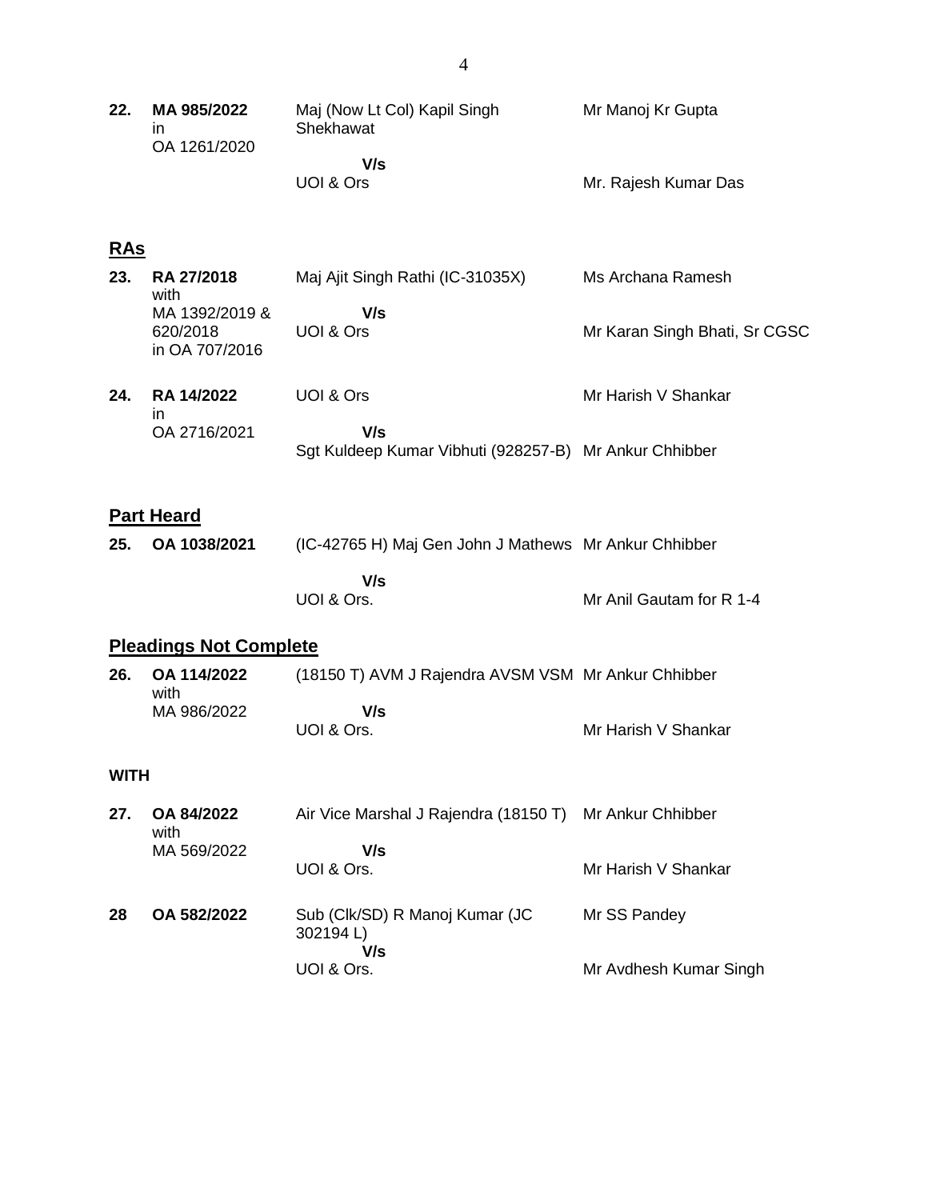| | | | |
|---|---|---|---|
| **22.** | **MA 985/2022** in OA 1261/2020 | Maj (Now Lt Col) Kapil Singh Shekhawat | Mr Manoj Kr Gupta |
| | | **V/s** | |
| | | UOI & Ors | Mr. Rajesh Kumar Das |

## RAs

| | | | |
|---|---|---|---|
| **23.** | **RA 27/2018** with MA 1392/2019 & 620/2018 in OA 707/2016 | Maj Ajit Singh Rathi (IC-31035X) | Ms Archana Ramesh |
| | | **V/s** | |
| | | UOI & Ors | Mr Karan Singh Bhati, Sr CGSC |
| **24.** | **RA 14/2022** in OA 2716/2021 | UOI & Ors | Mr Harish V Shankar |
| | | **V/s** | |
| | | Sgt Kuldeep Kumar Vibhuti (928257-B) | Mr Ankur Chhibber |

## Part Heard

| | | | |
|---|---|---|---|
| **25.** | **OA 1038/2021** | (IC-42765 H) Maj Gen John J Mathews | Mr Ankur Chhibber |
| | | **V/s** | |
| | | UOI & Ors. | Mr Anil Gautam for R 1-4 |

## Pleadings Not Complete

| | | | |
|---|---|---|---|
| **26.** | **OA 114/2022** with MA 986/2022 | (18150 T) AVM J Rajendra AVSM VSM | Mr Ankur Chhibber |
| | | **V/s** | |
| | | UOI & Ors. | Mr Harish V Shankar |

**WITH**

| | | | |
|---|---|---|---|
| **27.** | **OA 84/2022** with MA 569/2022 | Air Vice Marshal J Rajendra (18150 T) | Mr Ankur Chhibber |
| | | **V/s** | |
| | | UOI & Ors. | Mr Harish V Shankar |
| **28** | **OA 582/2022** | Sub (Clk/SD) R Manoj Kumar (JC 302194 L) | Mr SS Pandey |
| | | **V/s** | |
| | | UOI & Ors. | Mr Avdhesh Kumar Singh |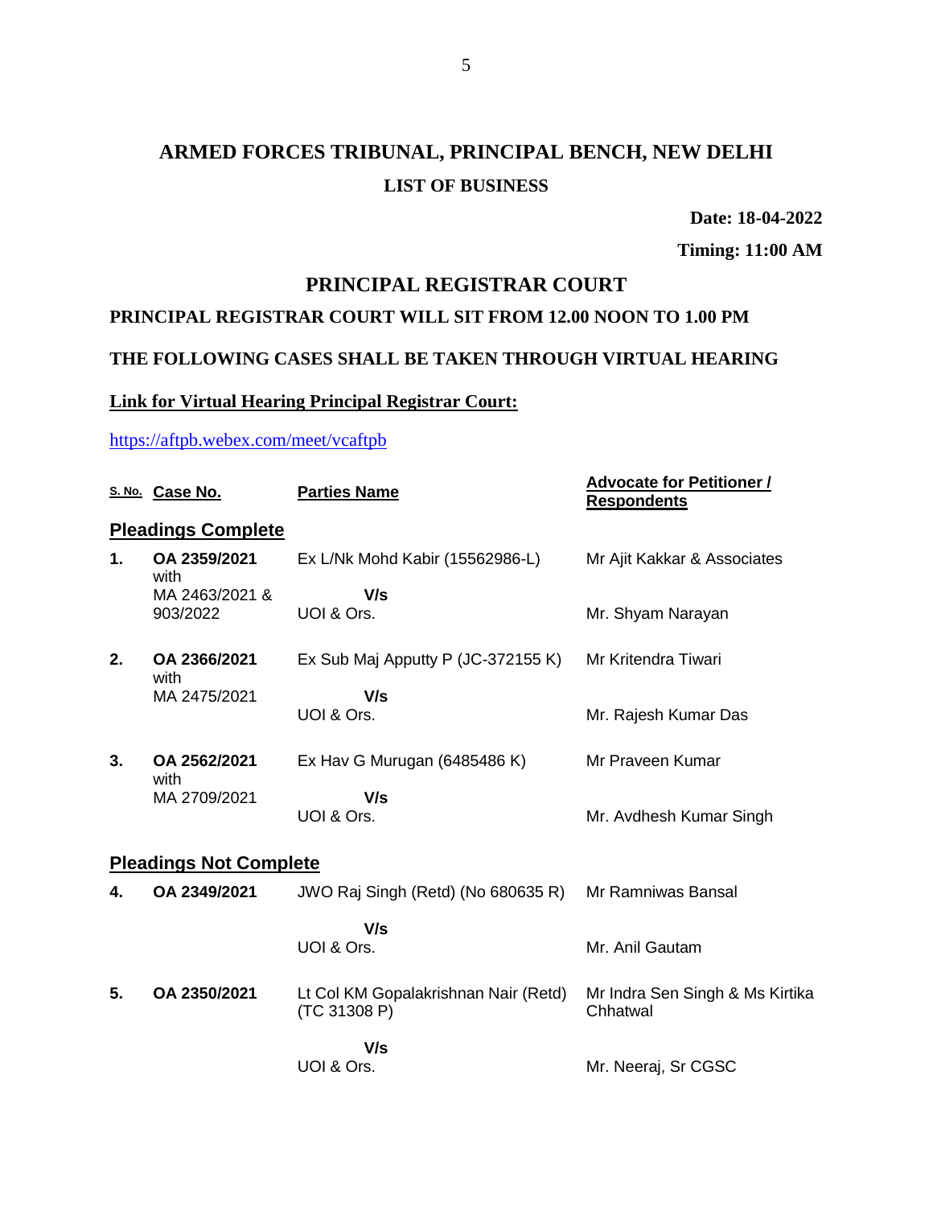# ARMED FORCES TRIBUNAL, PRINCIPAL BENCH, NEW DELHI

## LIST OF BUSINESS

**Date: 18-04-2022**

**Timing: 11:00 AM**

## PRINCIPAL REGISTRAR COURT

**PRINCIPAL REGISTRAR COURT WILL SIT FROM 12.00 NOON TO 1.00 PM**

**THE FOLLOWING CASES SHALL BE TAKEN THROUGH VIRTUAL HEARING**

**Link for Virtual Hearing Principal Registrar Court:**

https://aftpb.webex.com/meet/vcaftpb

| S. No. | Case No. | Parties Name | Advocate for Petitioner / Respondents |
|---|---|---|---|
| **Pleadings Complete** | | | |
| **1.** | **OA 2359/2021** with MA 2463/2021 & 903/2022 | Ex L/Nk Mohd Kabir (15562986-L) **V/s** UOI & Ors. | Mr Ajit Kakkar & Associates<br>Mr. Shyam Narayan |
| **2.** | **OA 2366/2021** with MA 2475/2021 | Ex Sub Maj Apputty P (JC-372155 K) **V/s** UOI & Ors. | Mr Kritendra Tiwari<br>Mr. Rajesh Kumar Das |
| **3.** | **OA 2562/2021** with MA 2709/2021 | Ex Hav G Murugan (6485486 K) **V/s** UOI & Ors. | Mr Praveen Kumar<br>Mr. Avdhesh Kumar Singh |
| **Pleadings Not Complete** | | | |
| **4.** | **OA 2349/2021** | JWO Raj Singh (Retd) (No 680635 R) **V/s** UOI & Ors. | Mr Ramniwas Bansal<br>Mr. Anil Gautam |
| **5.** | **OA 2350/2021** | Lt Col KM Gopalakrishnan Nair (Retd) (TC 31308 P) **V/s** UOI & Ors. | Mr Indra Sen Singh & Ms Kirtika Chhatwal<br>Mr. Neeraj, Sr CGSC |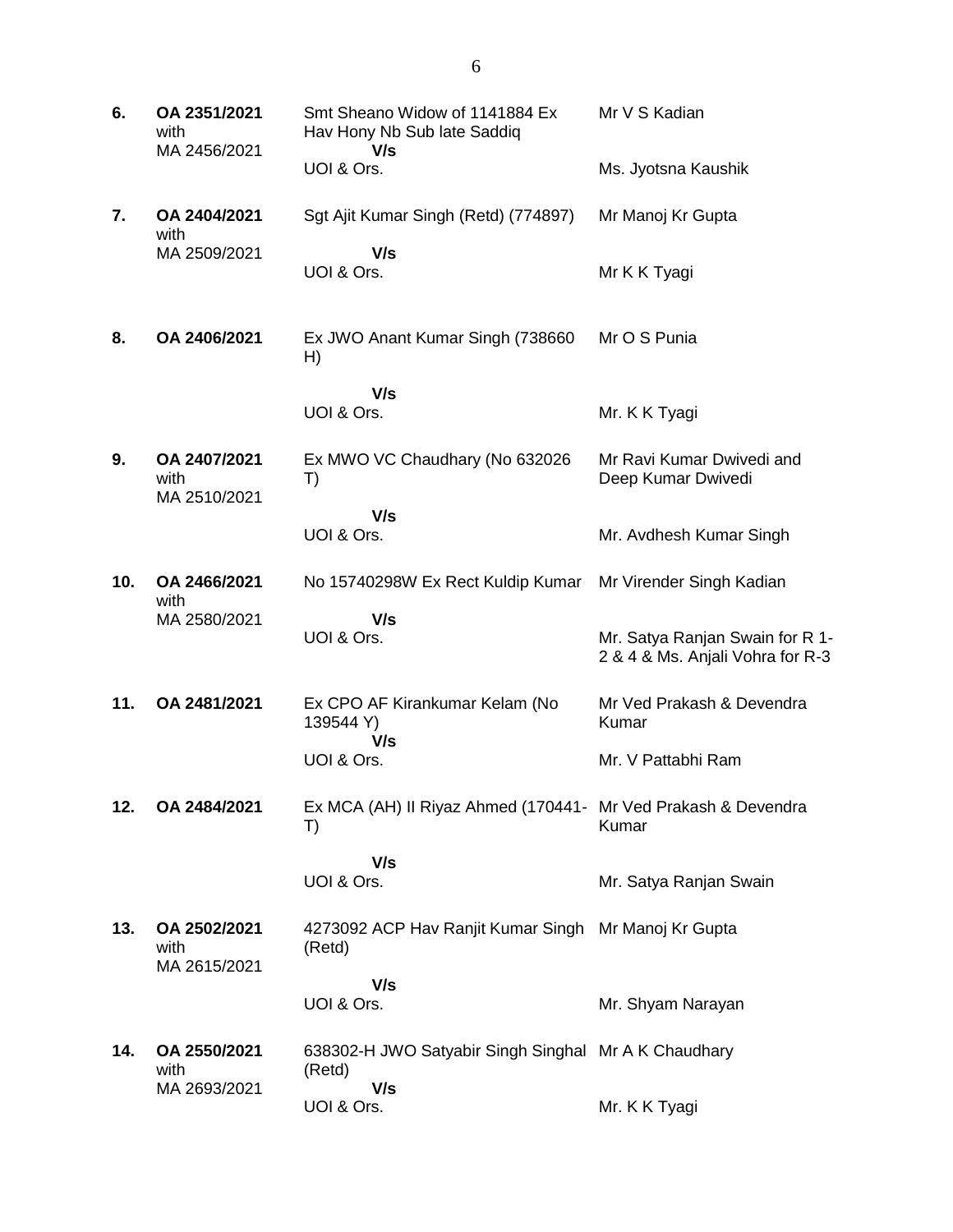| | | | |
|---|---|---|---|
| **6.** | **OA 2351/2021** with MA 2456/2021 | Smt Sheano Widow of 1141884 Ex Hav Hony Nb Sub late Saddiq **V/s** UOI & Ors. | Mr V S Kadian<br><br>Ms. Jyotsna Kaushik |
| **7.** | **OA 2404/2021** with MA 2509/2021 | Sgt Ajit Kumar Singh (Retd) (774897) **V/s** UOI & Ors. | Mr Manoj Kr Gupta<br><br>Mr K K Tyagi |
| **8.** | **OA 2406/2021** | Ex JWO Anant Kumar Singh (738660 H) **V/s** UOI & Ors. | Mr O S Punia<br><br>Mr. K K Tyagi |
| **9.** | **OA 2407/2021** with MA 2510/2021 | Ex MWO VC Chaudhary (No 632026 T) **V/s** UOI & Ors. | Mr Ravi Kumar Dwivedi and Deep Kumar Dwivedi<br><br>Mr. Avdhesh Kumar Singh |
| **10.** | **OA 2466/2021** with MA 2580/2021 | No 15740298W Ex Rect Kuldip Kumar **V/s** UOI & Ors. | Mr Virender Singh Kadian<br><br>Mr. Satya Ranjan Swain for R 1-2 & 4 & Ms. Anjali Vohra for R-3 |
| **11.** | **OA 2481/2021** | Ex CPO AF Kirankumar Kelam (No 139544 Y) **V/s** UOI & Ors. | Mr Ved Prakash & Devendra Kumar<br><br>Mr. V Pattabhi Ram |
| **12.** | **OA 2484/2021** | Ex MCA (AH) II Riyaz Ahmed (170441-T) **V/s** UOI & Ors. | Mr Ved Prakash & Devendra Kumar<br><br>Mr. Satya Ranjan Swain |
| **13.** | **OA 2502/2021** with MA 2615/2021 | 4273092 ACP Hav Ranjit Kumar Singh (Retd) **V/s** UOI & Ors. | Mr Manoj Kr Gupta<br><br>Mr. Shyam Narayan |
| **14.** | **OA 2550/2021** with MA 2693/2021 | 638302-H JWO Satyabir Singh Singhal (Retd) **V/s** UOI & Ors. | Mr A K Chaudhary<br><br>Mr. K K Tyagi |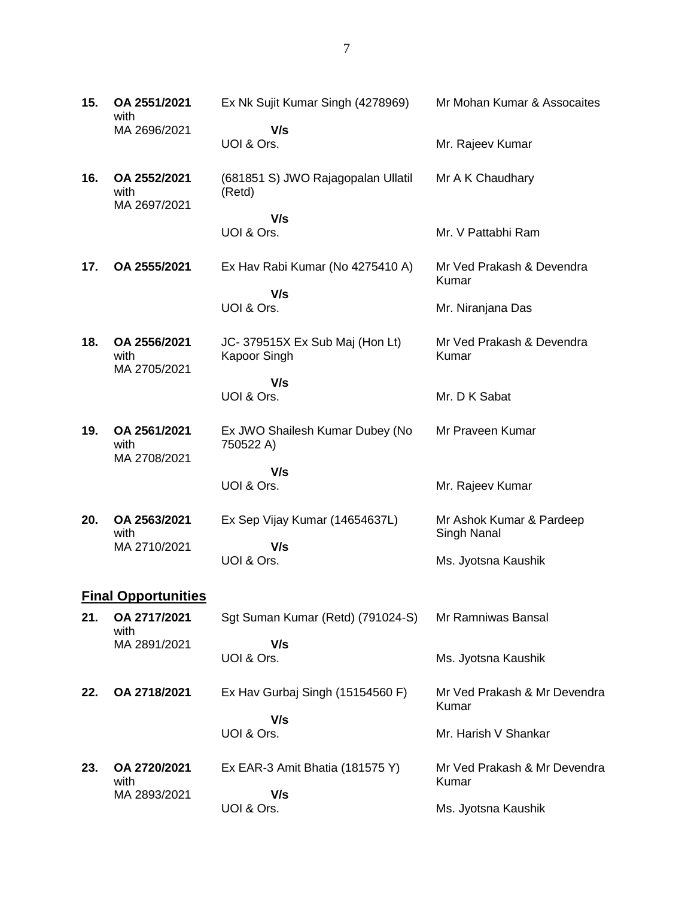| | | | |
|---|---|---|---|
| **15.** | **OA 2551/2021** with MA 2696/2021 | Ex Nk Sujit Kumar Singh (4278969)<br>**V/s**<br>UOI & Ors. | Mr Mohan Kumar & Assocaites<br><br>Mr. Rajeev Kumar |
| **16.** | **OA 2552/2021** with MA 2697/2021 | (681851 S) JWO Rajagopalan Ullatil (Retd)<br>**V/s**<br>UOI & Ors. | Mr A K Chaudhary<br><br>Mr. V Pattabhi Ram |
| **17.** | **OA 2555/2021** | Ex Hav Rabi Kumar (No 4275410 A)<br>**V/s**<br>UOI & Ors. | Mr Ved Prakash & Devendra Kumar<br><br>Mr. Niranjana Das |
| **18.** | **OA 2556/2021** with MA 2705/2021 | JC- 379515X Ex Sub Maj (Hon Lt) Kapoor Singh<br>**V/s**<br>UOI & Ors. | Mr Ved Prakash & Devendra Kumar<br><br>Mr. D K Sabat |
| **19.** | **OA 2561/2021** with MA 2708/2021 | Ex JWO Shailesh Kumar Dubey (No 750522 A)<br>**V/s**<br>UOI & Ors. | Mr Praveen Kumar<br><br>Mr. Rajeev Kumar |
| **20.** | **OA 2563/2021** with MA 2710/2021 | Ex Sep Vijay Kumar (14654637L)<br>**V/s**<br>UOI & Ors. | Mr Ashok Kumar & Pardeep Singh Nanal<br><br>Ms. Jyotsna Kaushik |

## Final Opportunities

| | | | |
|---|---|---|---|
| **21.** | **OA 2717/2021** with MA 2891/2021 | Sgt Suman Kumar (Retd) (791024-S)<br>**V/s**<br>UOI & Ors. | Mr Ramniwas Bansal<br><br>Ms. Jyotsna Kaushik |
| **22.** | **OA 2718/2021** | Ex Hav Gurbaj Singh (15154560 F)<br>**V/s**<br>UOI & Ors. | Mr Ved Prakash & Mr Devendra Kumar<br><br>Mr. Harish V Shankar |
| **23.** | **OA 2720/2021** with MA 2893/2021 | Ex EAR-3 Amit Bhatia (181575 Y)<br>**V/s**<br>UOI & Ors. | Mr Ved Prakash & Mr Devendra Kumar<br><br>Ms. Jyotsna Kaushik |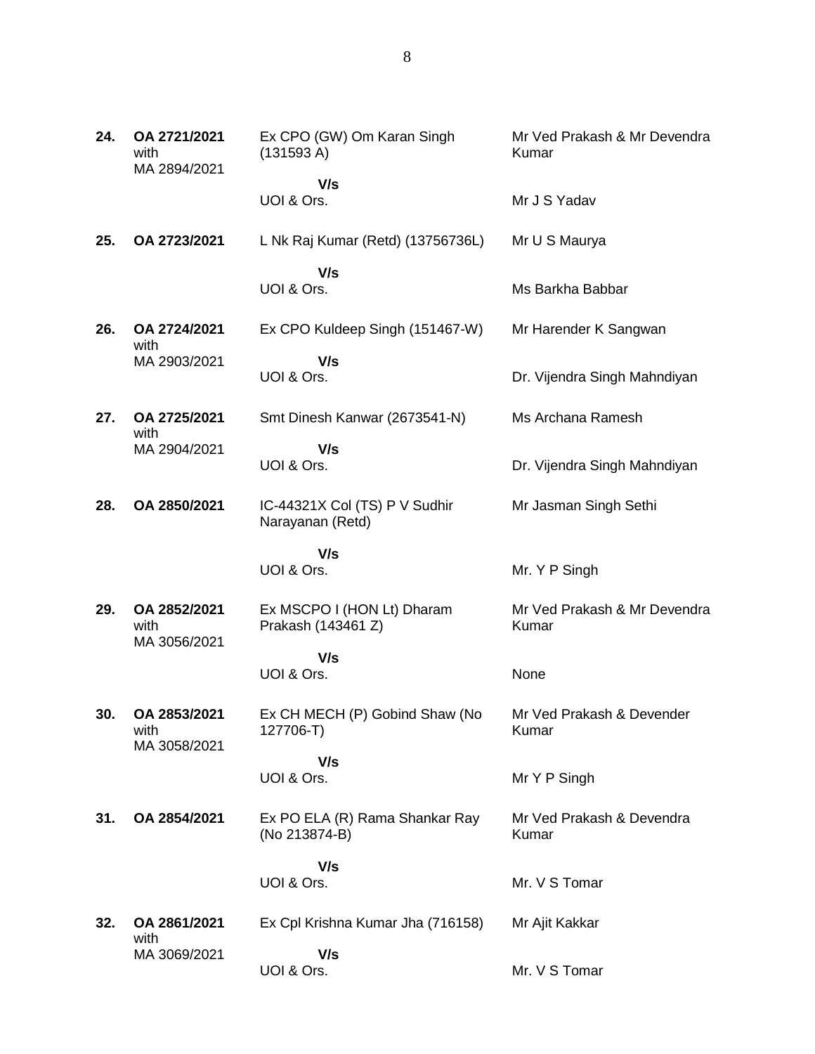| | | | |
|---|---|---|---|
| **24.** | **OA 2721/2021** with MA 2894/2021 | Ex CPO (GW) Om Karan Singh (131593 A) **V/s** UOI & Ors. | Mr Ved Prakash & Mr Devendra Kumar<br><br>Mr J S Yadav |
| **25.** | **OA 2723/2021** | L Nk Raj Kumar (Retd) (13756736L) **V/s** UOI & Ors. | Mr U S Maurya<br><br>Ms Barkha Babbar |
| **26.** | **OA 2724/2021** with MA 2903/2021 | Ex CPO Kuldeep Singh (151467-W) **V/s** UOI & Ors. | Mr Harender K Sangwan<br><br>Dr. Vijendra Singh Mahndiyan |
| **27.** | **OA 2725/2021** with MA 2904/2021 | Smt Dinesh Kanwar (2673541-N) **V/s** UOI & Ors. | Ms Archana Ramesh<br><br>Dr. Vijendra Singh Mahndiyan |
| **28.** | **OA 2850/2021** | IC-44321X Col (TS) P V Sudhir Narayanan (Retd) **V/s** UOI & Ors. | Mr Jasman Singh Sethi<br><br>Mr. Y P Singh |
| **29.** | **OA 2852/2021** with MA 3056/2021 | Ex MSCPO I (HON Lt) Dharam Prakash (143461 Z) **V/s** UOI & Ors. | Mr Ved Prakash & Mr Devendra Kumar<br><br>None |
| **30.** | **OA 2853/2021** with MA 3058/2021 | Ex CH MECH (P) Gobind Shaw (No 127706-T) **V/s** UOI & Ors. | Mr Ved Prakash & Devender Kumar<br><br>Mr Y P Singh |
| **31.** | **OA 2854/2021** | Ex PO ELA (R) Rama Shankar Ray (No 213874-B) **V/s** UOI & Ors. | Mr Ved Prakash & Devendra Kumar<br><br>Mr. V S Tomar |
| **32.** | **OA 2861/2021** with MA 3069/2021 | Ex Cpl Krishna Kumar Jha (716158) **V/s** UOI & Ors. | Mr Ajit Kakkar<br><br>Mr. V S Tomar |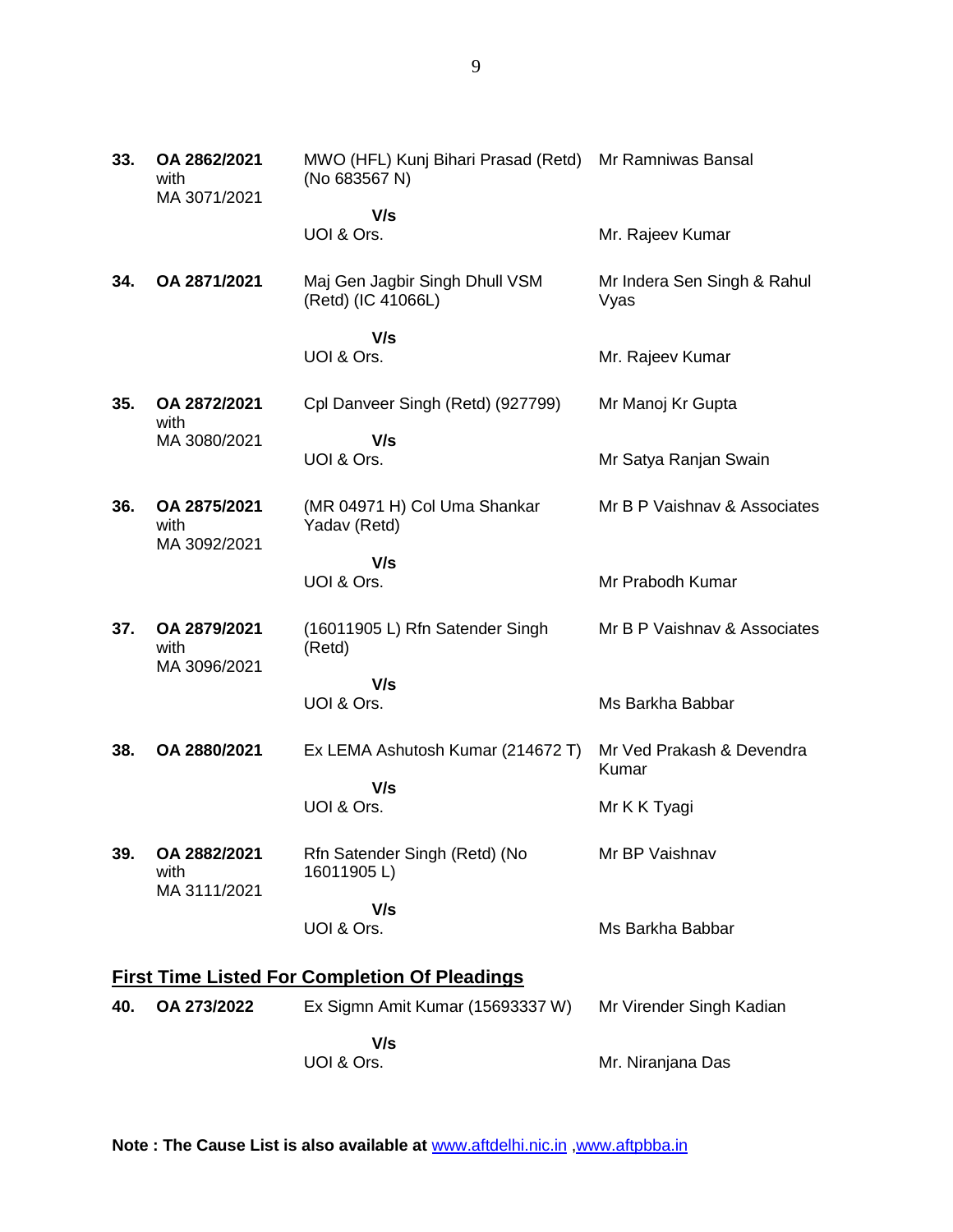| | | | |
|---|---|---|---|
| **33.** | **OA 2862/2021** with MA 3071/2021 | MWO (HFL) Kunj Bihari Prasad (Retd) (No 683567 N) | Mr Ramniwas Bansal |
| | | **V/s** UOI & Ors. | Mr. Rajeev Kumar |
| **34.** | **OA 2871/2021** | Maj Gen Jagbir Singh Dhull VSM (Retd) (IC 41066L) | Mr Indera Sen Singh & Rahul Vyas |
| | | **V/s** UOI & Ors. | Mr. Rajeev Kumar |
| **35.** | **OA 2872/2021** with MA 3080/2021 | Cpl Danveer Singh (Retd) (927799) | Mr Manoj Kr Gupta |
| | | **V/s** UOI & Ors. | Mr Satya Ranjan Swain |
| **36.** | **OA 2875/2021** with MA 3092/2021 | (MR 04971 H) Col Uma Shankar Yadav (Retd) | Mr B P Vaishnav & Associates |
| | | **V/s** UOI & Ors. | Mr Prabodh Kumar |
| **37.** | **OA 2879/2021** with MA 3096/2021 | (16011905 L) Rfn Satender Singh (Retd) | Mr B P Vaishnav & Associates |
| | | **V/s** UOI & Ors. | Ms Barkha Babbar |
| **38.** | **OA 2880/2021** | Ex LEMA Ashutosh Kumar (214672 T) | Mr Ved Prakash & Devendra Kumar |
| | | **V/s** UOI & Ors. | Mr K K Tyagi |
| **39.** | **OA 2882/2021** with MA 3111/2021 | Rfn Satender Singh (Retd) (No 16011905 L) | Mr BP Vaishnav |
| | | **V/s** UOI & Ors. | Ms Barkha Babbar |

**<u>First Time Listed For Completion Of Pleadings</u>**

| | | | |
|---|---|---|---|
| **40.** | **OA 273/2022** | Ex Sigmn Amit Kumar (15693337 W) | Mr Virender Singh Kadian |
| | | **V/s** UOI & Ors. | Mr. Niranjana Das |

**Note : The Cause List is also available at** www.aftdelhi.nic.in ,www.aftpbba.in